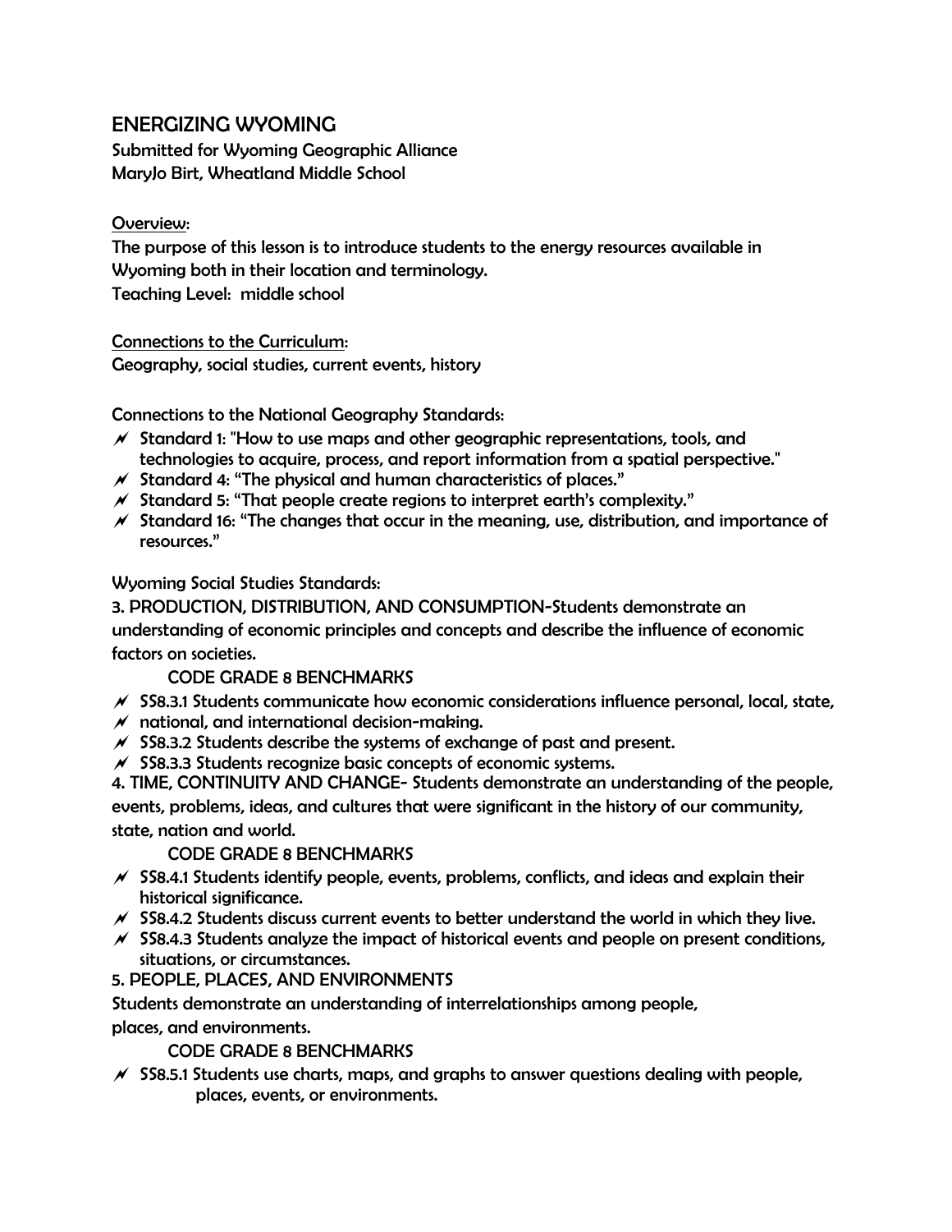# ENERGIZING WYOMING

Submitted for Wyoming Geographic Alliance
MaryJo Birt, Wheatland Middle School

Overview:

The purpose of this lesson is to introduce students to the energy resources available in Wyoming both in their location and terminology.
Teaching Level: middle school

Connections to the Curriculum:

Geography, social studies, current events, history

Connections to the National Geography Standards:

- Standard 1: "How to use maps and other geographic representations, tools, and technologies to acquire, process, and report information from a spatial perspective."
- Standard 4: "The physical and human characteristics of places."
- Standard 5: "That people create regions to interpret earth's complexity."
- Standard 16: "The changes that occur in the meaning, use, distribution, and importance of resources."

Wyoming Social Studies Standards:

3. PRODUCTION, DISTRIBUTION, AND CONSUMPTION-Students demonstrate an understanding of economic principles and concepts and describe the influence of economic factors on societies.

CODE GRADE 8 BENCHMARKS

- SS8.3.1 Students communicate how economic considerations influence personal, local, state,
- national, and international decision-making.
- SS8.3.2 Students describe the systems of exchange of past and present.
- SS8.3.3 Students recognize basic concepts of economic systems.

4. TIME, CONTINUITY AND CHANGE- Students demonstrate an understanding of the people, events, problems, ideas, and cultures that were significant in the history of our community, state, nation and world.

CODE GRADE 8 BENCHMARKS

- SS8.4.1 Students identify people, events, problems, conflicts, and ideas and explain their historical significance.
- SS8.4.2 Students discuss current events to better understand the world in which they live.
- SS8.4.3 Students analyze the impact of historical events and people on present conditions, situations, or circumstances.

5. PEOPLE, PLACES, AND ENVIRONMENTS

Students demonstrate an understanding of interrelationships among people, places, and environments.

CODE GRADE 8 BENCHMARKS

- SS8.5.1 Students use charts, maps, and graphs to answer questions dealing with people, places, events, or environments.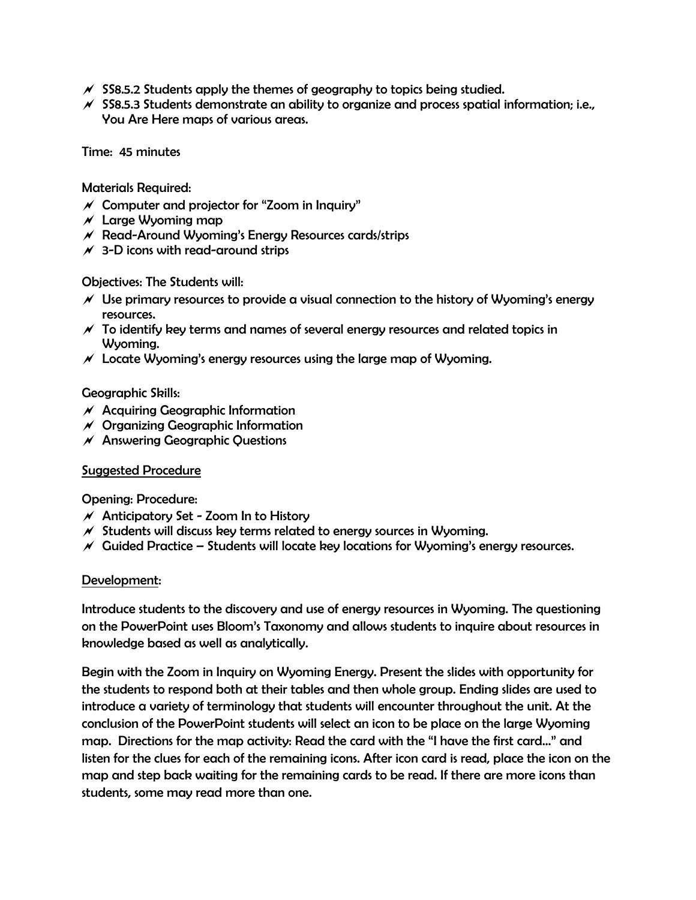- SS8.5.2 Students apply the themes of geography to topics being studied.
- SS8.5.3 Students demonstrate an ability to organize and process spatial information; i.e., You Are Here maps of various areas.

Time: 45 minutes

Materials Required:

- Computer and projector for "Zoom in Inquiry"
- Large Wyoming map
- Read-Around Wyoming's Energy Resources cards/strips
- 3-D icons with read-around strips

Objectives: The Students will:

- Use primary resources to provide a visual connection to the history of Wyoming's energy resources.
- To identify key terms and names of several energy resources and related topics in Wyoming.
- Locate Wyoming's energy resources using the large map of Wyoming.

Geographic Skills:

- Acquiring Geographic Information
- Organizing Geographic Information
- Answering Geographic Questions

Suggested Procedure

Opening: Procedure:

- Anticipatory Set - Zoom In to History
- Students will discuss key terms related to energy sources in Wyoming.
- Guided Practice – Students will locate key locations for Wyoming's energy resources.

Development:

Introduce students to the discovery and use of energy resources in Wyoming. The questioning on the PowerPoint uses Bloom's Taxonomy and allows students to inquire about resources in knowledge based as well as analytically.

Begin with the Zoom in Inquiry on Wyoming Energy. Present the slides with opportunity for the students to respond both at their tables and then whole group. Ending slides are used to introduce a variety of terminology that students will encounter throughout the unit. At the conclusion of the PowerPoint students will select an icon to be place on the large Wyoming map. Directions for the map activity: Read the card with the "I have the first card…" and listen for the clues for each of the remaining icons. After icon card is read, place the icon on the map and step back waiting for the remaining cards to be read. If there are more icons than students, some may read more than one.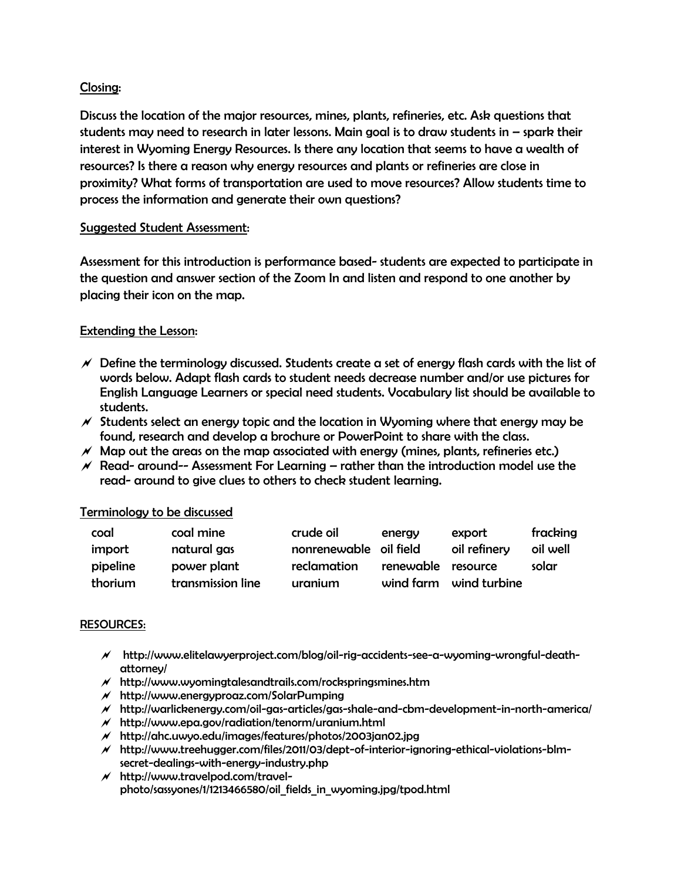Closing:

Discuss the location of the major resources, mines, plants, refineries, etc. Ask questions that students may need to research in later lessons. Main goal is to draw students in – spark their interest in Wyoming Energy Resources. Is there any location that seems to have a wealth of resources? Is there a reason why energy resources and plants or refineries are close in proximity? What forms of transportation are used to move resources? Allow students time to process the information and generate their own questions?

Suggested Student Assessment:

Assessment for this introduction is performance based- students are expected to participate in the question and answer section of the Zoom In and listen and respond to one another by placing their icon on the map.

Extending the Lesson:

- Define the terminology discussed. Students create a set of energy flash cards with the list of words below. Adapt flash cards to student needs decrease number and/or use pictures for English Language Learners or special need students. Vocabulary list should be available to students.
- Students select an energy topic and the location in Wyoming where that energy may be found, research and develop a brochure or PowerPoint to share with the class.
- Map out the areas on the map associated with energy (mines, plants, refineries etc.)
- Read- around-- Assessment For Learning – rather than the introduction model use the read- around to give clues to others to check student learning.

Terminology to be discussed

| | | | | | |
|---|---|---|---|---|---|
| coal | coal mine | crude oil | energy | export | fracking |
| import | natural gas | nonrenewable | oil field | oil refinery | oil well |
| pipeline | power plant | reclamation | renewable | resource | solar |
| thorium | transmission line | uranium | wind farm | wind turbine | |

RESOURCES:

- http://www.elitelawyerproject.com/blog/oil-rig-accidents-see-a-wyoming-wrongful-death-attorney/
- http://www.wyomingtalesandtrails.com/rockspringsmines.htm
- http://www.energyproaz.com/SolarPumping
- http://warlickenergy.com/oil-gas-articles/gas-shale-and-cbm-development-in-north-america/
- http://www.epa.gov/radiation/tenorm/uranium.html
- http://ahc.uwyo.edu/images/features/photos/2003jan02.jpg
- http://www.treehugger.com/files/2011/03/dept-of-interior-ignoring-ethical-violations-blm-secret-dealings-with-energy-industry.php
- http://www.travelpod.com/travel-photo/sassyones/1/1213466580/oil_fields_in_wyoming.jpg/tpod.html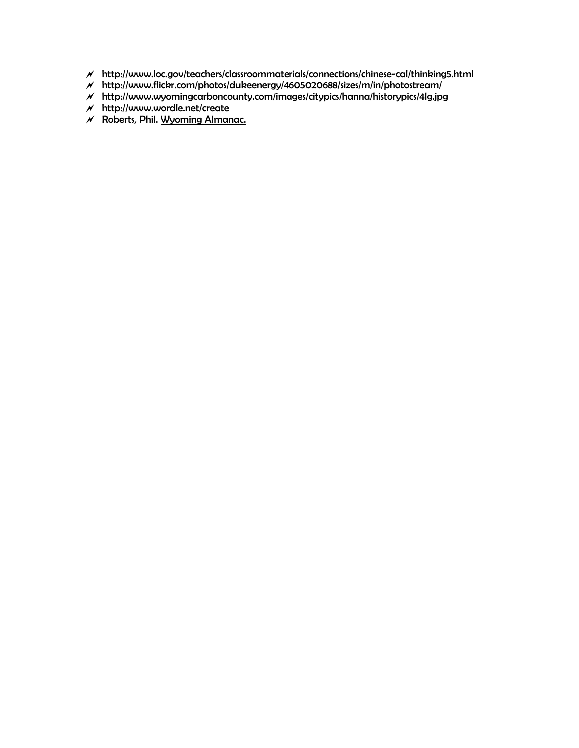- http://www.loc.gov/teachers/classroommaterials/connections/chinese-cal/thinking5.html
- http://www.flickr.com/photos/dukeenergy/4605020688/sizes/m/in/photostream/
- http://www.wyomingcarboncounty.com/images/citypics/hanna/historypics/4lg.jpg
- http://www.wordle.net/create
- Roberts, Phil. Wyoming Almanac.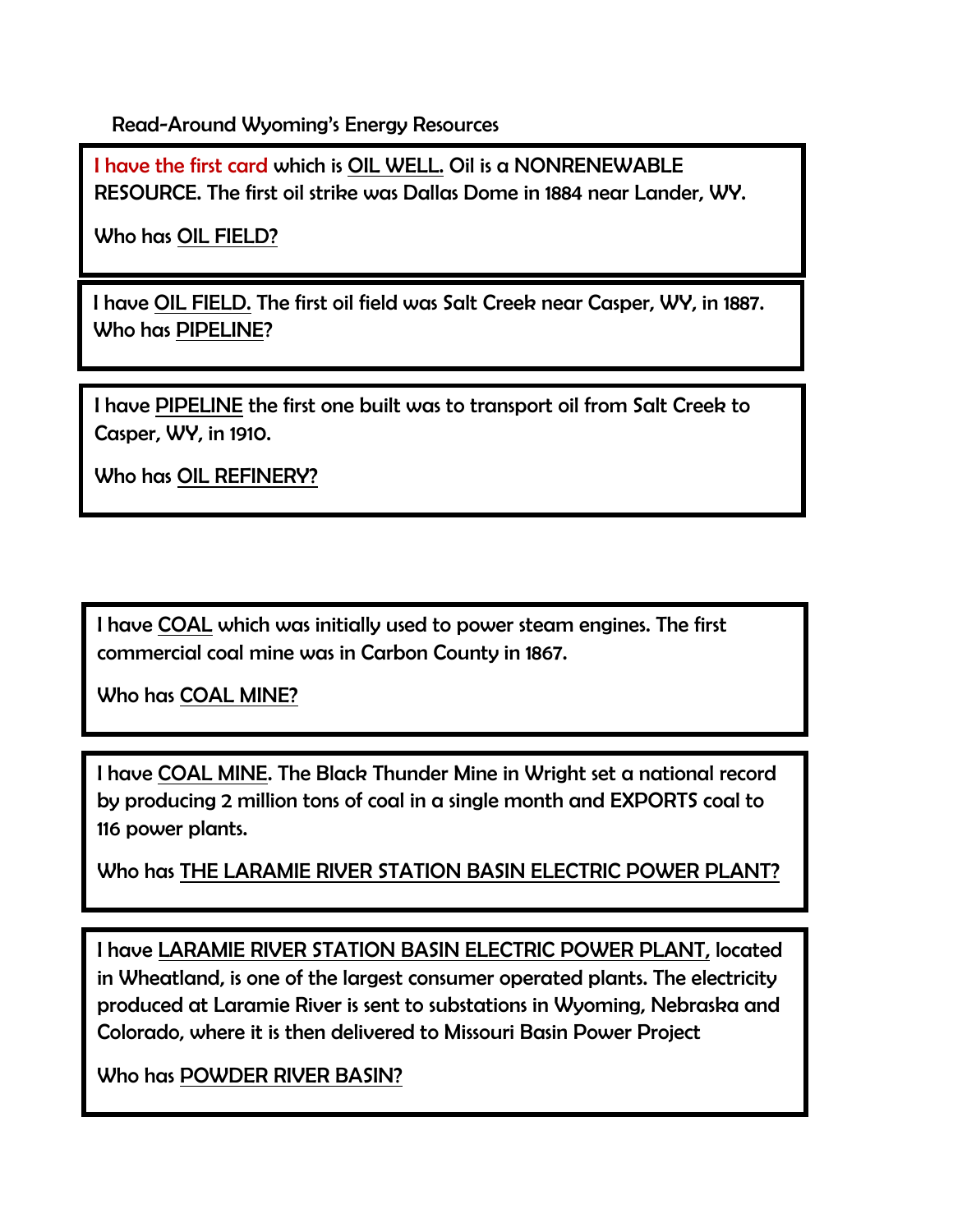Read-Around Wyoming's Energy Resources

I have the first card which is OIL WELL. Oil is a NONRENEWABLE RESOURCE. The first oil strike was Dallas Dome in 1884 near Lander, WY.

Who has OIL FIELD?

---

I have OIL FIELD. The first oil field was Salt Creek near Casper, WY, in 1887. Who has PIPELINE?

---

I have PIPELINE the first one built was to transport oil from Salt Creek to Casper, WY, in 1910.

Who has OIL REFINERY?

---

I have COAL which was initially used to power steam engines. The first commercial coal mine was in Carbon County in 1867.

Who has COAL MINE?

---

I have COAL MINE. The Black Thunder Mine in Wright set a national record by producing 2 million tons of coal in a single month and EXPORTS coal to 116 power plants.

Who has THE LARAMIE RIVER STATION BASIN ELECTRIC POWER PLANT?

---

I have LARAMIE RIVER STATION BASIN ELECTRIC POWER PLANT, located in Wheatland, is one of the largest consumer operated plants. The electricity produced at Laramie River is sent to substations in Wyoming, Nebraska and Colorado, where it is then delivered to Missouri Basin Power Project

Who has POWDER RIVER BASIN?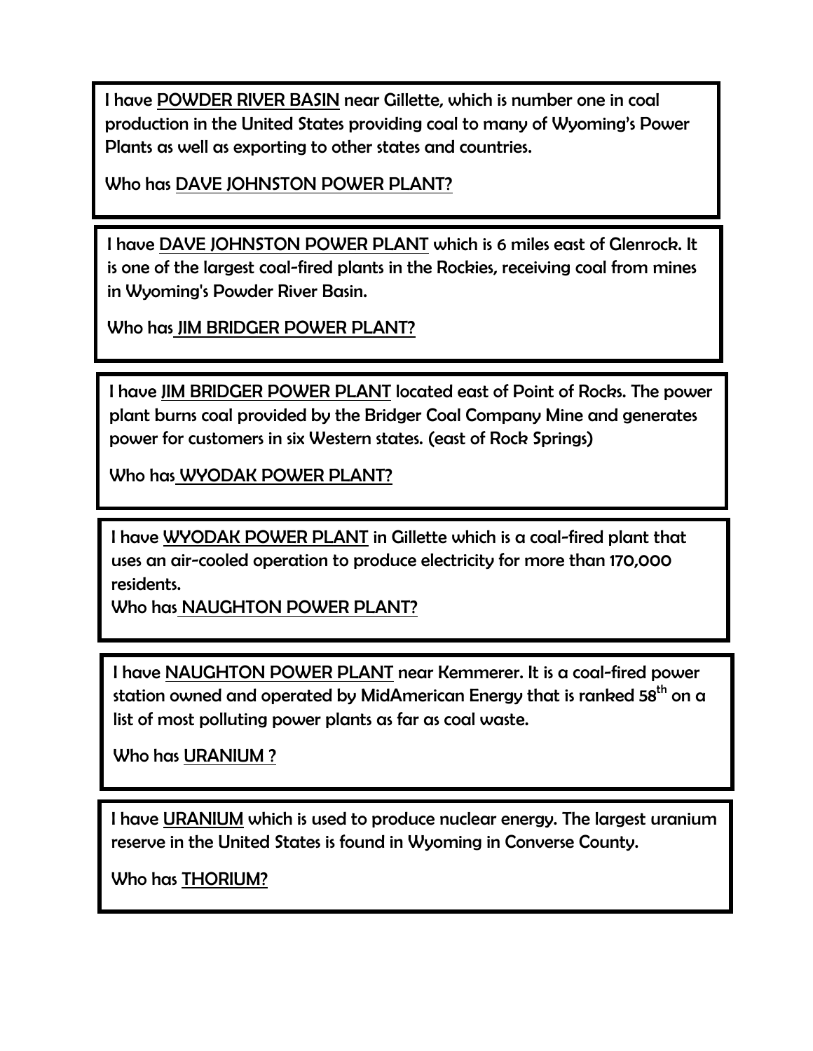I have POWDER RIVER BASIN near Gillette, which is number one in coal production in the United States providing coal to many of Wyoming's Power Plants as well as exporting to other states and countries.

Who has DAVE JOHNSTON POWER PLANT?

---

I have DAVE JOHNSTON POWER PLANT which is 6 miles east of Glenrock. It is one of the largest coal-fired plants in the Rockies, receiving coal from mines in Wyoming's Powder River Basin.

Who has JIM BRIDGER POWER PLANT?

---

I have JIM BRIDGER POWER PLANT located east of Point of Rocks. The power plant burns coal provided by the Bridger Coal Company Mine and generates power for customers in six Western states. (east of Rock Springs)

Who has WYODAK POWER PLANT?

---

I have WYODAK POWER PLANT in Gillette which is a coal-fired plant that uses an air-cooled operation to produce electricity for more than 170,000 residents.

Who has NAUGHTON POWER PLANT?

---

I have NAUGHTON POWER PLANT near Kemmerer. It is a coal-fired power station owned and operated by MidAmerican Energy that is ranked 58th on a list of most polluting power plants as far as coal waste.

Who has URANIUM ?

---

I have URANIUM which is used to produce nuclear energy. The largest uranium reserve in the United States is found in Wyoming in Converse County.

Who has THORIUM?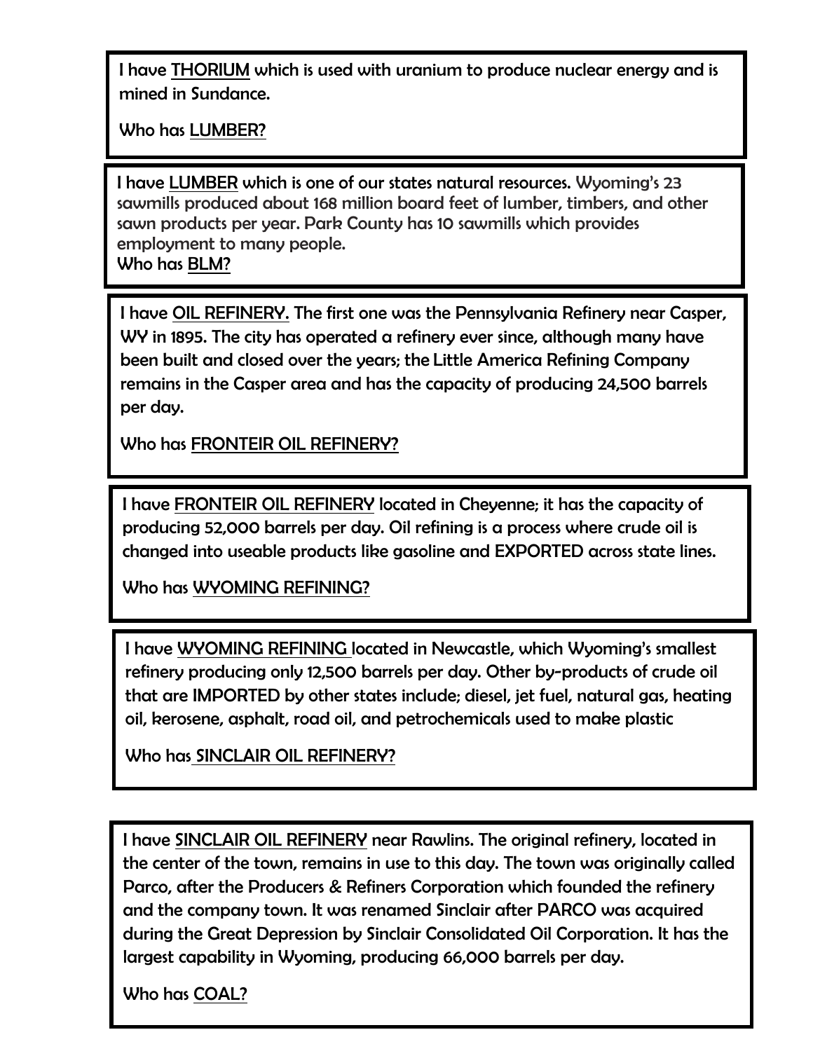I have <u>THORIUM</u> which is used with uranium to produce nuclear energy and is mined in Sundance.

Who has <u>LUMBER?</u>

---

I have <u>LUMBER</u> which is one of our states natural resources. Wyoming's 23 sawmills produced about 168 million board feet of lumber, timbers, and other sawn products per year. Park County has 10 sawmills which provides employment to many people.
Who has <u>BLM?</u>

---

I have <u>OIL REFINERY.</u> The first one was the Pennsylvania Refinery near Casper, WY in 1895. The city has operated a refinery ever since, although many have been built and closed over the years; the Little America Refining Company remains in the Casper area and has the capacity of producing 24,500 barrels per day.

Who has <u>FRONTEIR OIL REFINERY?</u>

---

I have <u>FRONTEIR OIL REFINERY</u> located in Cheyenne; it has the capacity of producing 52,000 barrels per day. Oil refining is a process where crude oil is changed into useable products like gasoline and EXPORTED across state lines.

Who has <u>WYOMING REFINING?</u>

---

I have <u>WYOMING REFINING</u> located in Newcastle, which Wyoming's smallest refinery producing only 12,500 barrels per day. Other by-products of crude oil that are IMPORTED by other states include; diesel, jet fuel, natural gas, heating oil, kerosene, asphalt, road oil, and petrochemicals used to make plastic

Who has <u>SINCLAIR OIL REFINERY?</u>

---

I have <u>SINCLAIR OIL REFINERY</u> near Rawlins. The original refinery, located in the center of the town, remains in use to this day. The town was originally called Parco, after the Producers & Refiners Corporation which founded the refinery and the company town. It was renamed Sinclair after PARCO was acquired during the Great Depression by Sinclair Consolidated Oil Corporation. It has the largest capability in Wyoming, producing 66,000 barrels per day.

Who has <u>COAL?</u>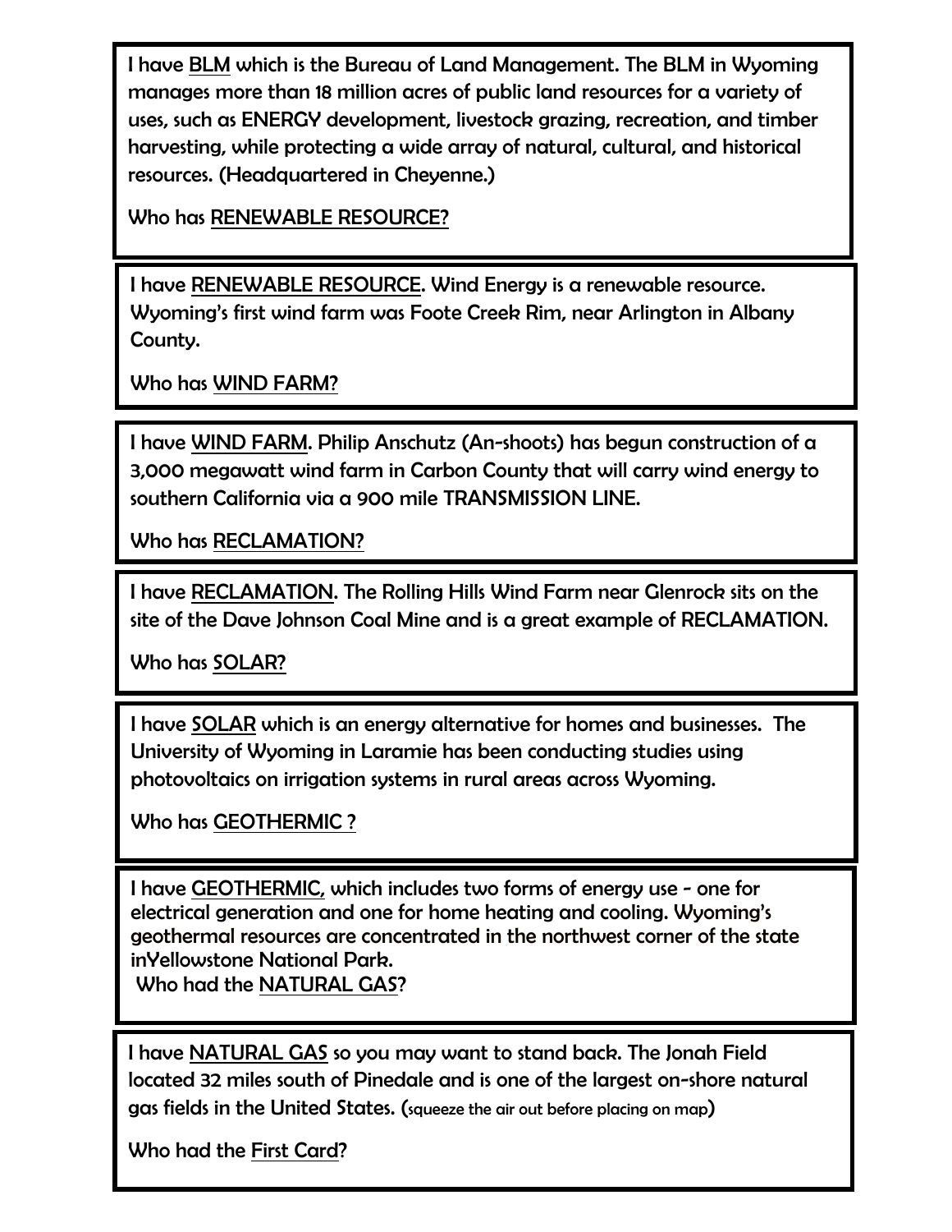I have BLM which is the Bureau of Land Management. The BLM in Wyoming manages more than 18 million acres of public land resources for a variety of uses, such as ENERGY development, livestock grazing, recreation, and timber harvesting, while protecting a wide array of natural, cultural, and historical resources. (Headquartered in Cheyenne.)

Who has RENEWABLE RESOURCE?

---

I have RENEWABLE RESOURCE. Wind Energy is a renewable resource. Wyoming's first wind farm was Foote Creek Rim, near Arlington in Albany County.

Who has WIND FARM?

---

I have WIND FARM. Philip Anschutz (An-shoots) has begun construction of a 3,000 megawatt wind farm in Carbon County that will carry wind energy to southern California via a 900 mile TRANSMISSION LINE.

Who has RECLAMATION?

---

I have RECLAMATION. The Rolling Hills Wind Farm near Glenrock sits on the site of the Dave Johnson Coal Mine and is a great example of RECLAMATION.

Who has SOLAR?

---

I have SOLAR which is an energy alternative for homes and businesses. The University of Wyoming in Laramie has been conducting studies using photovoltaics on irrigation systems in rural areas across Wyoming.

Who has GEOTHERMIC ?

---

I have GEOTHERMIC, which includes two forms of energy use - one for electrical generation and one for home heating and cooling. Wyoming's geothermal resources are concentrated in the northwest corner of the state inYellowstone National Park.

Who had the NATURAL GAS?

---

I have NATURAL GAS so you may want to stand back. The Jonah Field located 32 miles south of Pinedale and is one of the largest on-shore natural gas fields in the United States. (squeeze the air out before placing on map)

Who had the First Card?